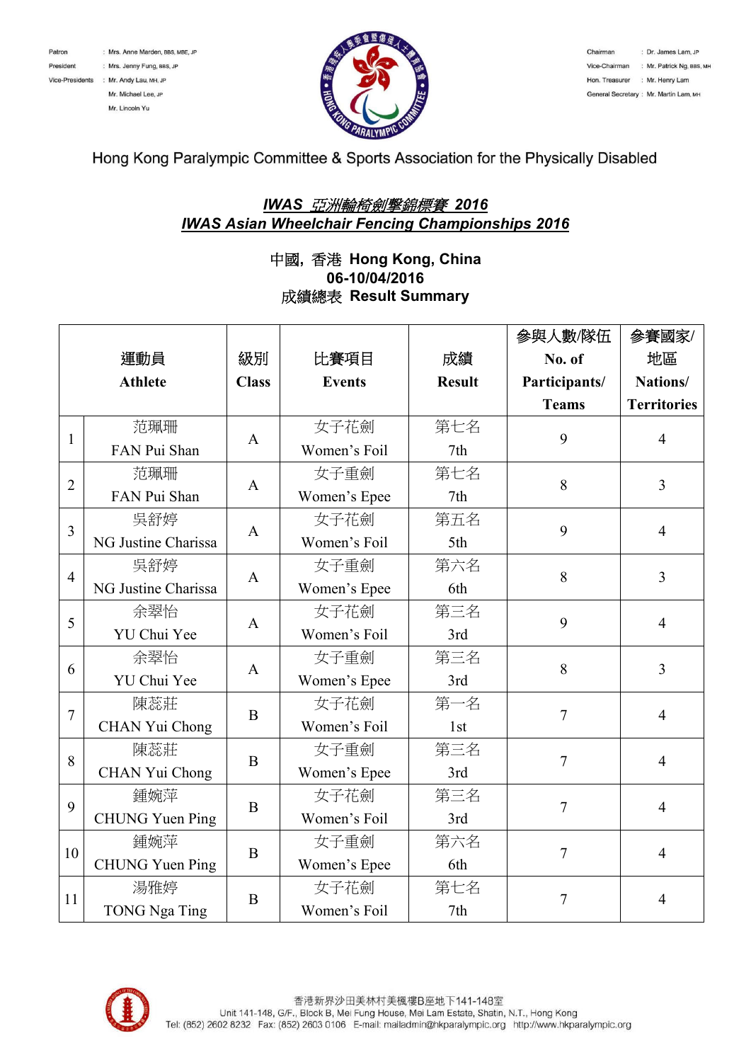Patron : Mrs. Anne Marden, BBS, MBE, JP
President : Mrs. Jenny Fung, BBS, JP
Vice-Presidents : Mr. Andy Lau, MH, JP
Mr. Michael Lee, JP
Mr. Lincoln Yu

Chairman : Dr. James Lam, JP
Vice-Chairman : Mr. Patrick Ng, BBS, MH
Hon. Treasurer : Mr. Henry Lam
General Secretary : Mr. Martin Lam, MH

Hong Kong Paralympic Committee & Sports Association for the Physically Disabled

# ***IWAS 亞洲輪椅劍擊錦標賽 2016***
# ***IWAS Asian Wheelchair Fencing Championships 2016***

**中國，香港 Hong Kong, China**
**06-10/04/2016**
**成績總表 Result Summary**

| | 運動員 Athlete | 級別 Class | 比賽項目 Events | 成績 Result | 參與人數/隊伍 No. of Participants/ Teams | 參賽國家/地區 Nations/ Territories |
|---|---|---|---|---|---|---|
| 1 | 范珮珊 FAN Pui Shan | A | 女子花劍 Women's Foil | 第七名 7th | 9 | 4 |
| 2 | 范珮珊 FAN Pui Shan | A | 女子重劍 Women's Epee | 第七名 7th | 8 | 3 |
| 3 | 吳舒婷 NG Justine Charissa | A | 女子花劍 Women's Foil | 第五名 5th | 9 | 4 |
| 4 | 吳舒婷 NG Justine Charissa | A | 女子重劍 Women's Epee | 第六名 6th | 8 | 3 |
| 5 | 余翠怡 YU Chui Yee | A | 女子花劍 Women's Foil | 第三名 3rd | 9 | 4 |
| 6 | 余翠怡 YU Chui Yee | A | 女子重劍 Women's Epee | 第三名 3rd | 8 | 3 |
| 7 | 陳蕊莊 CHAN Yui Chong | B | 女子花劍 Women's Foil | 第一名 1st | 7 | 4 |
| 8 | 陳蕊莊 CHAN Yui Chong | B | 女子重劍 Women's Epee | 第三名 3rd | 7 | 4 |
| 9 | 鍾婉萍 CHUNG Yuen Ping | B | 女子花劍 Women's Foil | 第三名 3rd | 7 | 4 |
| 10 | 鍾婉萍 CHUNG Yuen Ping | B | 女子重劍 Women's Epee | 第六名 6th | 7 | 4 |
| 11 | 湯雅婷 TONG Nga Ting | B | 女子花劍 Women's Foil | 第七名 7th | 7 | 4 |

香港新界沙田美林村美楓樓B座地下141-148室
Unit 141-148, G/F., Block B, Mei Fung House, Mei Lam Estate, Shatin, N.T., Hong Kong
Tel: (852) 2602 8232 Fax: (852) 2603 0106 E-mail: mailadmin@hkparalympic.org http://www.hkparalympic.org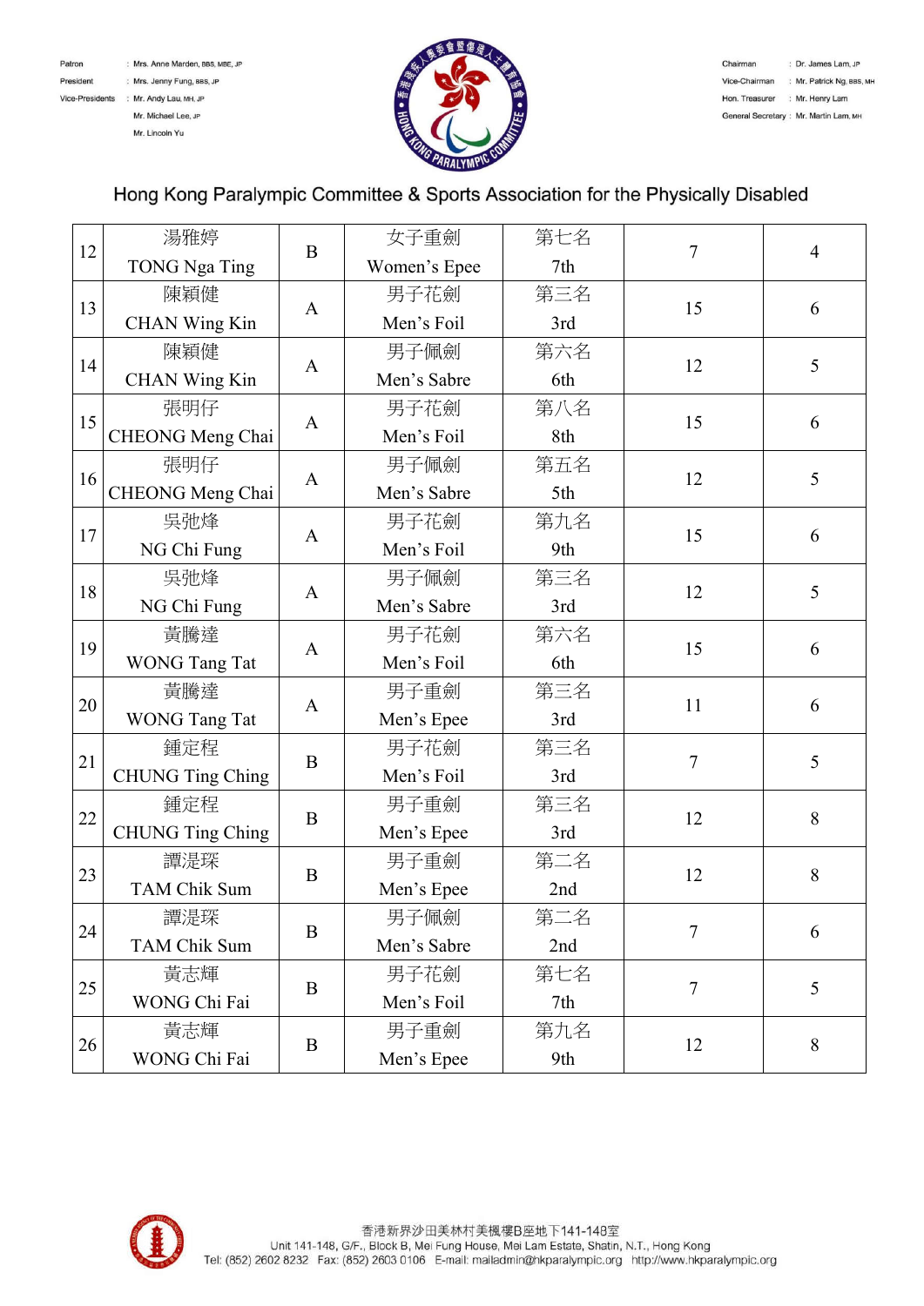| | | | | | | |
|---|---|---|---|---|---|---|
| 12 | 湯雅婷<br>TONG Nga Ting | B | 女子重劍<br>Women's Epee | 第七名<br>7th | 7 | 4 |
| 13 | 陳穎健<br>CHAN Wing Kin | A | 男子花劍<br>Men's Foil | 第三名<br>3rd | 15 | 6 |
| 14 | 陳穎健<br>CHAN Wing Kin | A | 男子佩劍<br>Men's Sabre | 第六名<br>6th | 12 | 5 |
| 15 | 張明仔<br>CHEONG Meng Chai | A | 男子花劍<br>Men's Foil | 第八名<br>8th | 15 | 6 |
| 16 | 張明仔<br>CHEONG Meng Chai | A | 男子佩劍<br>Men's Sabre | 第五名<br>5th | 12 | 5 |
| 17 | 吳弛烽<br>NG Chi Fung | A | 男子花劍<br>Men's Foil | 第九名<br>9th | 15 | 6 |
| 18 | 吳弛烽<br>NG Chi Fung | A | 男子佩劍<br>Men's Sabre | 第三名<br>3rd | 12 | 5 |
| 19 | 黃騰達<br>WONG Tang Tat | A | 男子花劍<br>Men's Foil | 第六名<br>6th | 15 | 6 |
| 20 | 黃騰達<br>WONG Tang Tat | A | 男子重劍<br>Men's Epee | 第三名<br>3rd | 11 | 6 |
| 21 | 鍾定程<br>CHUNG Ting Ching | B | 男子花劍<br>Men's Foil | 第三名<br>3rd | 7 | 5 |
| 22 | 鍾定程<br>CHUNG Ting Ching | B | 男子重劍<br>Men's Epee | 第三名<br>3rd | 12 | 8 |
| 23 | 譚湜琛<br>TAM Chik Sum | B | 男子重劍<br>Men's Epee | 第二名<br>2nd | 12 | 8 |
| 24 | 譚湜琛<br>TAM Chik Sum | B | 男子佩劍<br>Men's Sabre | 第二名<br>2nd | 7 | 6 |
| 25 | 黃志輝<br>WONG Chi Fai | B | 男子花劍<br>Men's Foil | 第七名<br>7th | 7 | 5 |
| 26 | 黃志輝<br>WONG Chi Fai | B | 男子重劍<br>Men's Epee | 第九名<br>9th | 12 | 8 |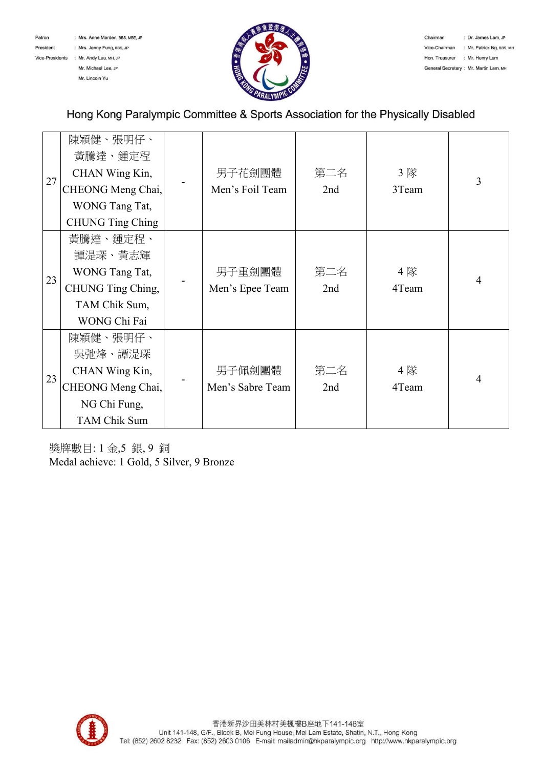| | | | | | | |
|---|---|---|---|---|---|---|
| 27 | 陳穎健、張明仔、黃騰達、鍾定程 CHAN Wing Kin, CHEONG Meng Chai, WONG Tang Tat, CHUNG Ting Ching | - | 男子花劍團體 Men's Foil Team | 第二名 2nd | 3 隊 3Team | 3 |
| 23 | 黃騰達、鍾定程、譚湜琛、黃志輝 WONG Tang Tat, CHUNG Ting Ching, TAM Chik Sum, WONG Chi Fai | - | 男子重劍團體 Men's Epee Team | 第二名 2nd | 4 隊 4Team | 4 |
| 23 | 陳穎健、張明仔、吳弛烽、譚湜琛 CHAN Wing Kin, CHEONG Meng Chai, NG Chi Fung, TAM Chik Sum | - | 男子佩劍團體 Men's Sabre Team | 第二名 2nd | 4 隊 4Team | 4 |

獎牌數目: 1 金,5 銀, 9 銅
Medal achieve: 1 Gold, 5 Silver, 9 Bronze